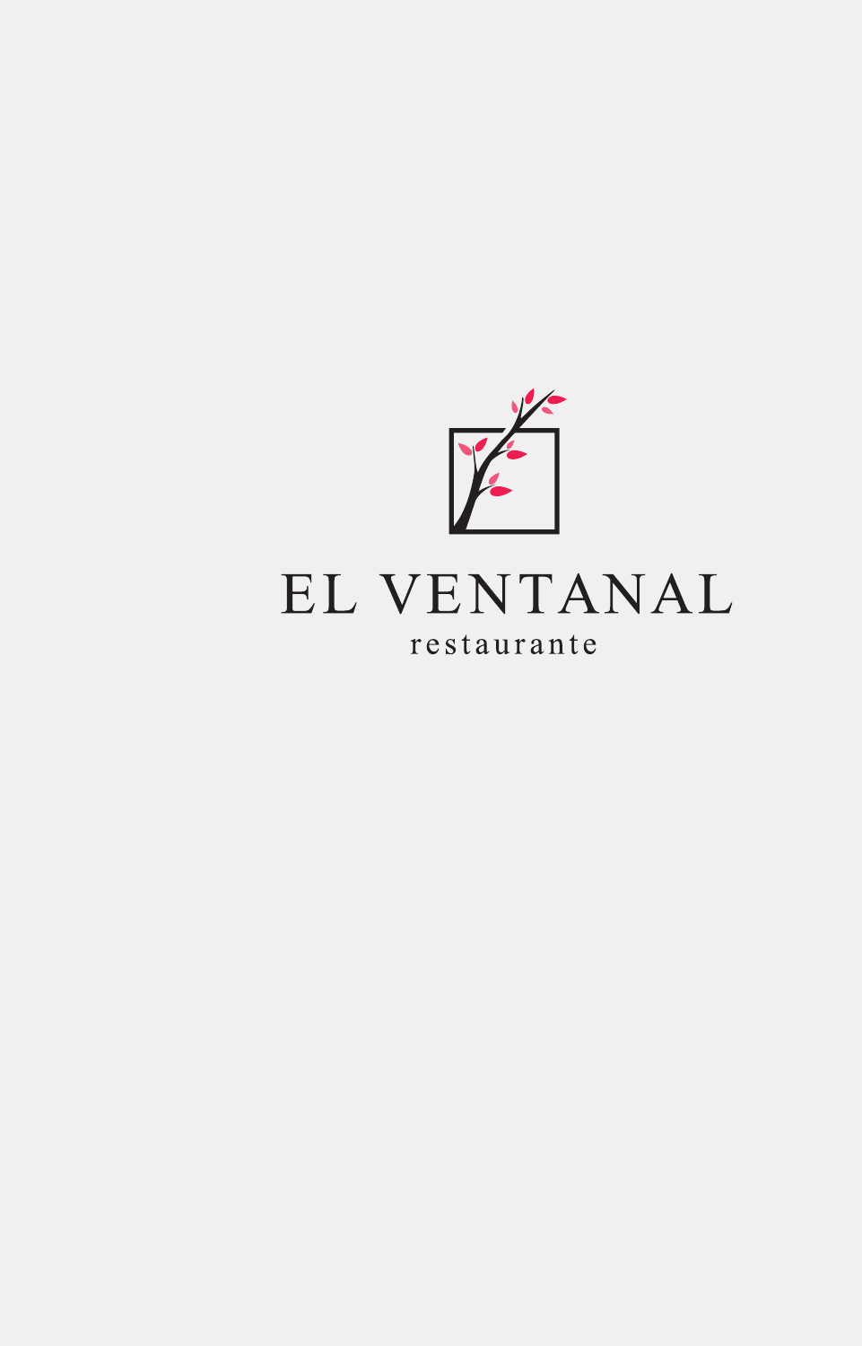# EL VENTANAL

restaurante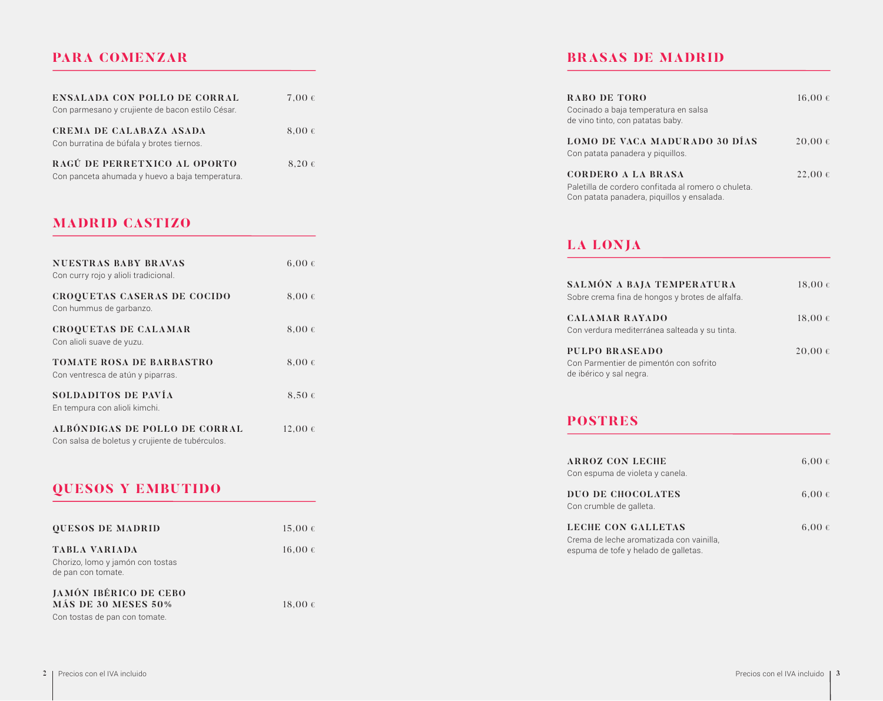## PARA COMENZAR

**ENSALADA CON POLLO DE CORRAL** — 7,00 €
Con parmesano y crujiente de bacon estilo César.

**CREMA DE CALABAZA ASADA** — 8,00 €
Con burratina de búfala y brotes tiernos.

**RAGÚ DE PERRETXICO AL OPORTO** — 8,20 €
Con panceta ahumada y huevo a baja temperatura.

## MADRID CASTIZO

**NUESTRAS BABY BRAVAS** — 6,00 €
Con curry rojo y alioli tradicional.

**CROQUETAS CASERAS DE COCIDO** — 8,00 €
Con hummus de garbanzo.

**CROQUETAS DE CALAMAR** — 8,00 €
Con alioli suave de yuzu.

**TOMATE ROSA DE BARBASTRO** — 8,00 €
Con ventresca de atún y piparras.

**SOLDADITOS DE PAVÍA** — 8,50 €
En tempura con alioli kimchi.

**ALBÓNDIGAS DE POLLO DE CORRAL** — 12,00 €
Con salsa de boletus y crujiente de tubérculos.

## QUESOS Y EMBUTIDO

**QUESOS DE MADRID** — 15,00 €

**TABLA VARIADA** — 16,00 €
Chorizo, lomo y jamón con tostas
de pan con tomate.

**JAMÓN IBÉRICO DE CEBO MÁS DE 30 MESES 50%** — 18,00 €
Con tostas de pan con tomate.

Precios con el IVA incluido

## BRASAS DE MADRID

**RABO DE TORO** — 16,00 €
Cocinado a baja temperatura en salsa
de vino tinto, con patatas baby.

**LOMO DE VACA MADURADO 30 DÍAS** — 20,00 €
Con patata panadera y piquillos.

**CORDERO A LA BRASA** — 22,00 €
Paletilla de cordero confitada al romero o chuleta.
Con patata panadera, piquillos y ensalada.

## LA LONJA

**SALMÓN A BAJA TEMPERATURA** — 18,00 €
Sobre crema fina de hongos y brotes de alfalfa.

**CALAMAR RAYADO** — 18,00 €
Con verdura mediterránea salteada y su tinta.

**PULPO BRASEADO** — 20,00 €
Con Parmentier de pimentón con sofrito
de ibérico y sal negra.

## POSTRES

**ARROZ CON LECHE** — 6,00 €
Con espuma de violeta y canela.

**DUO DE CHOCOLATES** — 6,00 €
Con crumble de galleta.

**LECHE CON GALLETAS** — 6,00 €
Crema de leche aromatizada con vainilla,
espuma de tofe y helado de galletas.

Precios con el IVA incluido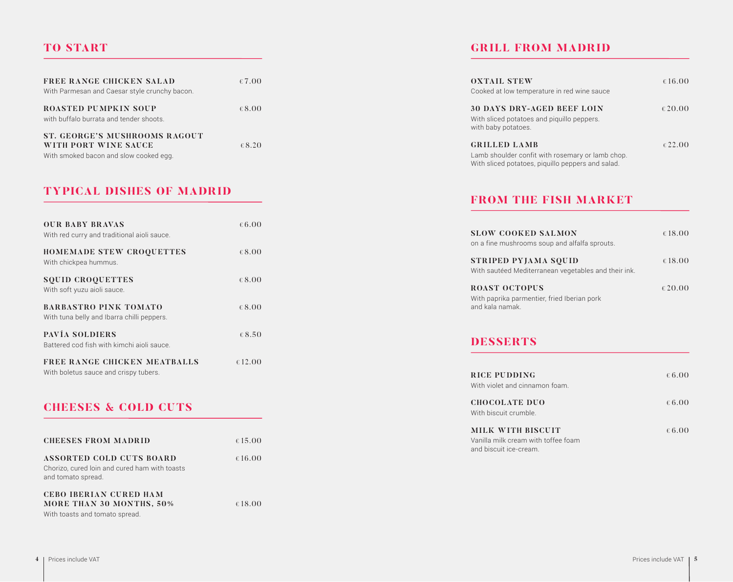## TO START

**FREE RANGE CHICKEN SALAD** — €7.00
With Parmesan and Caesar style crunchy bacon.

**ROASTED PUMPKIN SOUP** — €8.00
with buffalo burrata and tender shoots.

**ST. GEORGE'S MUSHROOMS RAGOUT WITH PORT WINE SAUCE** — €8.20
With smoked bacon and slow cooked egg.

## TYPICAL DISHES OF MADRID

**OUR BABY BRAVAS** — €6.00
With red curry and traditional aioli sauce.

**HOMEMADE STEW CROQUETTES** — €8.00
With chickpea hummus.

**SQUID CROQUETTES** — €8.00
With soft yuzu aioli sauce.

**BARBASTRO PINK TOMATO** — €8.00
With tuna belly and Ibarra chilli peppers.

**PAVÍA SOLDIERS** — €8.50
Battered cod fish with kimchi aioli sauce.

**FREE RANGE CHICKEN MEATBALLS** — €12.00
With boletus sauce and crispy tubers.

## CHEESES & COLD CUTS

**CHEESES FROM MADRID** — €15.00

**ASSORTED COLD CUTS BOARD** — €16.00
Chorizo, cured loin and cured ham with toasts and tomato spread.

**CEBO IBERIAN CURED HAM MORE THAN 30 MONTHS, 50%** — €18.00
With toasts and tomato spread.

Prices include VAT

## GRILL FROM MADRID

**OXTAIL STEW** — €16.00
Cooked at low temperature in red wine sauce

**30 DAYS DRY-AGED BEEF LOIN** — €20.00
With sliced potatoes and piquillo peppers.
with baby potatoes.

**GRILLED LAMB** — €22.00
Lamb shoulder confit with rosemary or lamb chop.
With sliced potatoes, piquillo peppers and salad.

## FROM THE FISH MARKET

**SLOW COOKED SALMON** — €18.00
on a fine mushrooms soup and alfalfa sprouts.

**STRIPED PYJAMA SQUID** — €18.00
With sautéed Mediterranean vegetables and their ink.

**ROAST OCTOPUS** — €20.00
With paprika parmentier, fried Iberian pork and kala namak.

## DESSERTS

**RICE PUDDING** — €6.00
With violet and cinnamon foam.

**CHOCOLATE DUO** — €6.00
With biscuit crumble.

**MILK WITH BISCUIT** — €6.00
Vanilla milk cream with toffee foam and biscuit ice-cream.

Prices include VAT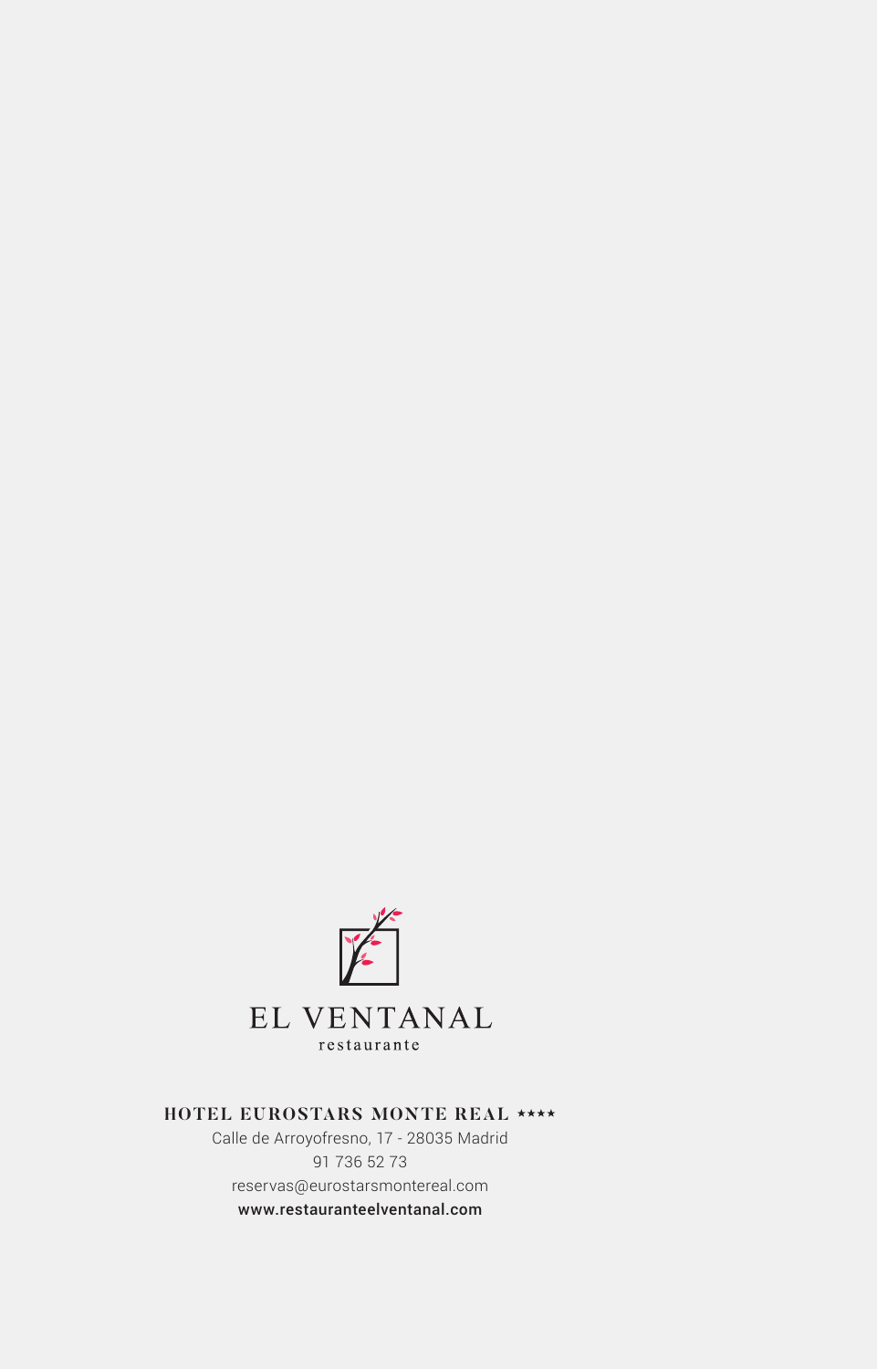EL VENTANAL

restaurante

**HOTEL EUROSTARS MONTE REAL ★★★★**

Calle de Arroyofresno, 17 - 28035 Madrid

91 736 52 73

reservas@eurostarsmontereal.com

www.restauranteelventanal.com